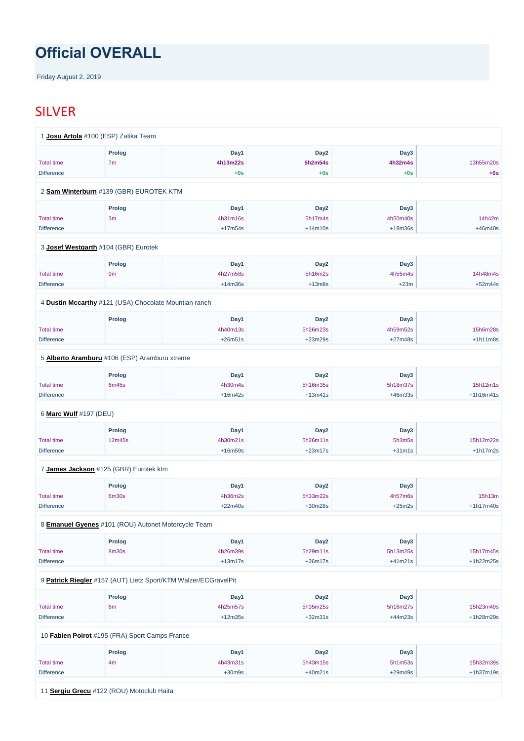# Official OVERALL

Friday August 2. 2019

## SILVER

1 **Josu Artola** #100 (ESP) Zatika Team

| | Prolog | Day1 | Day2 | Day3 | |
|---|---|---|---|---|---|
| Total time | 7m | **4h13m22s** | **5h2m54s** | **4h32m4s** | 13h55m20s |
| Difference | | +0s | +0s | +0s | **+0s** |

2 **Sam Winterburn** #139 (GBR) EUROTEK KTM

| | Prolog | Day1 | Day2 | Day3 | |
|---|---|---|---|---|---|
| Total time | 3m | 4h31m16s | 5h17m4s | 4h50m40s | 14h42m |
| Difference | | +17m54s | +14m10s | +18m36s | +46m40s |

3 **Josef Westgarth** #104 (GBR) Eurotek

| | Prolog | Day1 | Day2 | Day3 | |
|---|---|---|---|---|---|
| Total time | 9m | 4h27m58s | 5h16m2s | 4h55m4s | 14h48m4s |
| Difference | | +14m36s | +13m8s | +23m | +52m44s |

4 **Dustin Mccarthy** #121 (USA) Chocolate Mountian ranch

| | Prolog | Day1 | Day2 | Day3 | |
|---|---|---|---|---|---|
| Total time | | 4h40m13s | 5h26m23s | 4h59m52s | 15h6m28s |
| Difference | | +26m51s | +23m29s | +27m48s | +1h11m8s |

5 **Alberto Aramburu** #106 (ESP) Aramburu xtreme

| | Prolog | Day1 | Day2 | Day3 | |
|---|---|---|---|---|---|
| Total time | 6m45s | 4h30m4s | 5h16m35s | 5h18m37s | 15h12m1s |
| Difference | | +16m42s | +13m41s | +46m33s | +1h16m41s |

6 **Marc Wulf** #197 (DEU)

| | Prolog | Day1 | Day2 | Day3 | |
|---|---|---|---|---|---|
| Total time | 12m45s | 4h30m21s | 5h26m11s | 5h3m5s | 15h12m22s |
| Difference | | +16m59s | +23m17s | +31m1s | +1h17m2s |

7 **James Jackson** #125 (GBR) Eurotek ktm

| | Prolog | Day1 | Day2 | Day3 | |
|---|---|---|---|---|---|
| Total time | 6m30s | 4h36m2s | 5h33m22s | 4h57m6s | 15h13m |
| Difference | | +22m40s | +30m28s | +25m2s | +1h17m40s |

8 **Emanuel Gyenes** #101 (ROU) Autonet Motorcycle Team

| | Prolog | Day1 | Day2 | Day3 | |
|---|---|---|---|---|---|
| Total time | 8m30s | 4h26m39s | 5h29m11s | 5h13m25s | 15h17m45s |
| Difference | | +13m17s | +26m17s | +41m21s | +1h22m25s |

9 **Patrick Riegler** #157 (AUT) Lietz Sport/KTM Walzer/ECGravelPit

| | Prolog | Day1 | Day2 | Day3 | |
|---|---|---|---|---|---|
| Total time | 6m | 4h25m57s | 5h35m25s | 5h16m27s | 15h23m49s |
| Difference | | +12m35s | +32m31s | +44m23s | +1h28m29s |

10 **Fabien Poirot** #195 (FRA) Sport Camps France

| | Prolog | Day1 | Day2 | Day3 | |
|---|---|---|---|---|---|
| Total time | 4m | 4h43m31s | 5h43m15s | 5h1m53s | 15h32m39s |
| Difference | | +30m9s | +40m21s | +29m49s | +1h37m19s |

11 **Sergiu Grecu** #122 (ROU) Motoclub Haita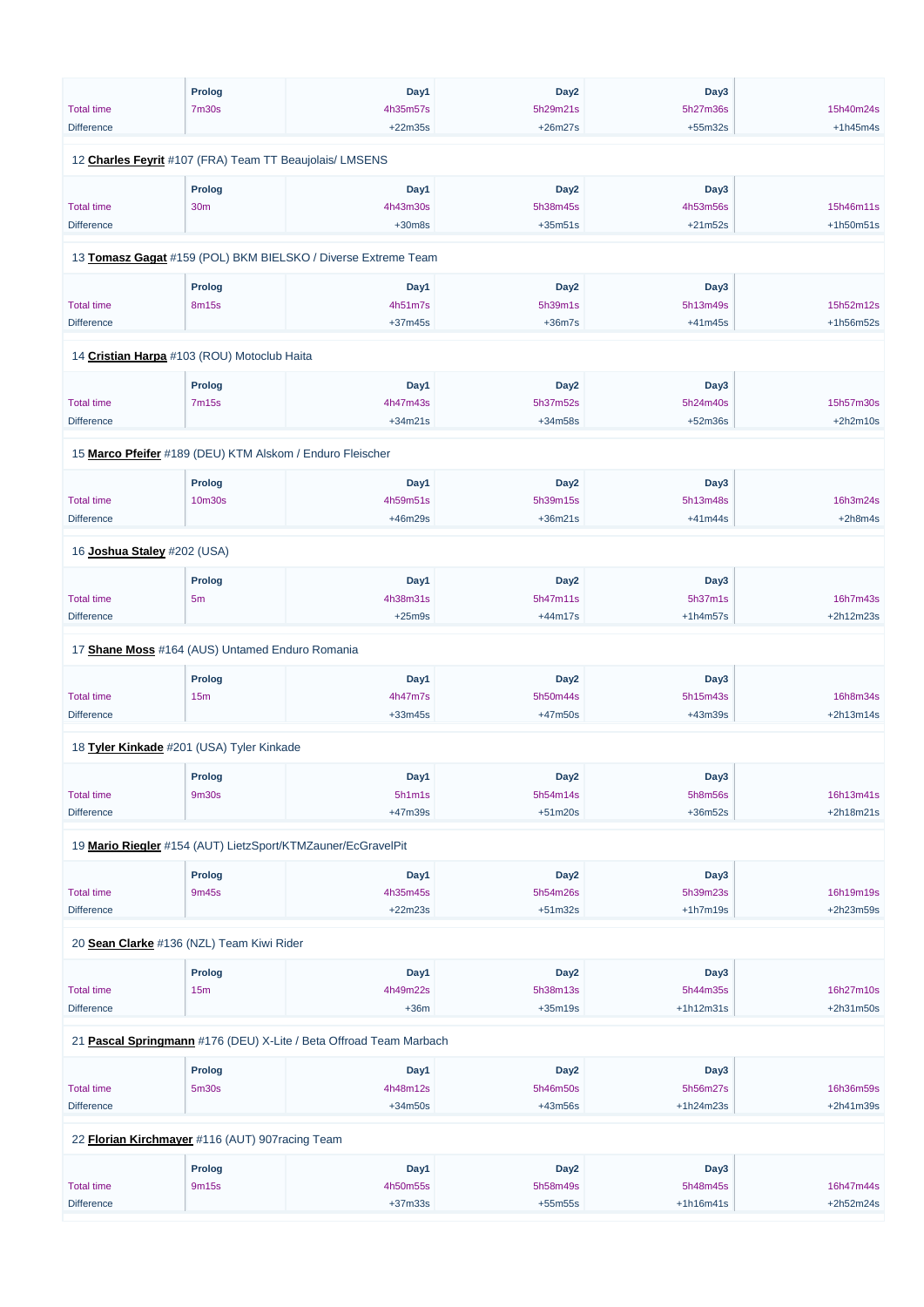| | Prolog | Day1 | Day2 | Day3 | |
|---|---|---|---|---|---|
| Total time | 7m30s | 4h35m57s | 5h29m21s | 5h27m36s | 15h40m24s |
| Difference | | +22m35s | +26m27s | +55m32s | +1h45m4s |

12 **Charles Feyrit** #107 (FRA) Team TT Beaujolais/ LMSENS

| | Prolog | Day1 | Day2 | Day3 | |
|---|---|---|---|---|---|
| Total time | 30m | 4h43m30s | 5h38m45s | 4h53m56s | 15h46m11s |
| Difference | | +30m8s | +35m51s | +21m52s | +1h50m51s |

13 **Tomasz Gagat** #159 (POL) BKM BIELSKO / Diverse Extreme Team

| | Prolog | Day1 | Day2 | Day3 | |
|---|---|---|---|---|---|
| Total time | 8m15s | 4h51m7s | 5h39m1s | 5h13m49s | 15h52m12s |
| Difference | | +37m45s | +36m7s | +41m45s | +1h56m52s |

14 **Cristian Harpa** #103 (ROU) Motoclub Haita

| | Prolog | Day1 | Day2 | Day3 | |
|---|---|---|---|---|---|
| Total time | 7m15s | 4h47m43s | 5h37m52s | 5h24m40s | 15h57m30s |
| Difference | | +34m21s | +34m58s | +52m36s | +2h2m10s |

15 **Marco Pfeifer** #189 (DEU) KTM Alskom / Enduro Fleischer

| | Prolog | Day1 | Day2 | Day3 | |
|---|---|---|---|---|---|
| Total time | 10m30s | 4h59m51s | 5h39m15s | 5h13m48s | 16h3m24s |
| Difference | | +46m29s | +36m21s | +41m44s | +2h8m4s |

16 **Joshua Staley** #202 (USA)

| | Prolog | Day1 | Day2 | Day3 | |
|---|---|---|---|---|---|
| Total time | 5m | 4h38m31s | 5h47m11s | 5h37m1s | 16h7m43s |
| Difference | | +25m9s | +44m17s | +1h4m57s | +2h12m23s |

17 **Shane Moss** #164 (AUS) Untamed Enduro Romania

| | Prolog | Day1 | Day2 | Day3 | |
|---|---|---|---|---|---|
| Total time | 15m | 4h47m7s | 5h50m44s | 5h15m43s | 16h8m34s |
| Difference | | +33m45s | +47m50s | +43m39s | +2h13m14s |

18 **Tyler Kinkade** #201 (USA) Tyler Kinkade

| | Prolog | Day1 | Day2 | Day3 | |
|---|---|---|---|---|---|
| Total time | 9m30s | 5h1m1s | 5h54m14s | 5h8m56s | 16h13m41s |
| Difference | | +47m39s | +51m20s | +36m52s | +2h18m21s |

19 **Mario Riegler** #154 (AUT) LietzSport/KTMZauner/EcGravelPit

| | Prolog | Day1 | Day2 | Day3 | |
|---|---|---|---|---|---|
| Total time | 9m45s | 4h35m45s | 5h54m26s | 5h39m23s | 16h19m19s |
| Difference | | +22m23s | +51m32s | +1h7m19s | +2h23m59s |

20 **Sean Clarke** #136 (NZL) Team Kiwi Rider

| | Prolog | Day1 | Day2 | Day3 | |
|---|---|---|---|---|---|
| Total time | 15m | 4h49m22s | 5h38m13s | 5h44m35s | 16h27m10s |
| Difference | | +36m | +35m19s | +1h12m31s | +2h31m50s |

21 **Pascal Springmann** #176 (DEU) X-Lite / Beta Offroad Team Marbach

| | Prolog | Day1 | Day2 | Day3 | |
|---|---|---|---|---|---|
| Total time | 5m30s | 4h48m12s | 5h46m50s | 5h56m27s | 16h36m59s |
| Difference | | +34m50s | +43m56s | +1h24m23s | +2h41m39s |

22 **Florian Kirchmayer** #116 (AUT) 907racing Team

| | Prolog | Day1 | Day2 | Day3 | |
|---|---|---|---|---|---|
| Total time | 9m15s | 4h50m55s | 5h58m49s | 5h48m45s | 16h47m44s |
| Difference | | +37m33s | +55m55s | +1h16m41s | +2h52m24s |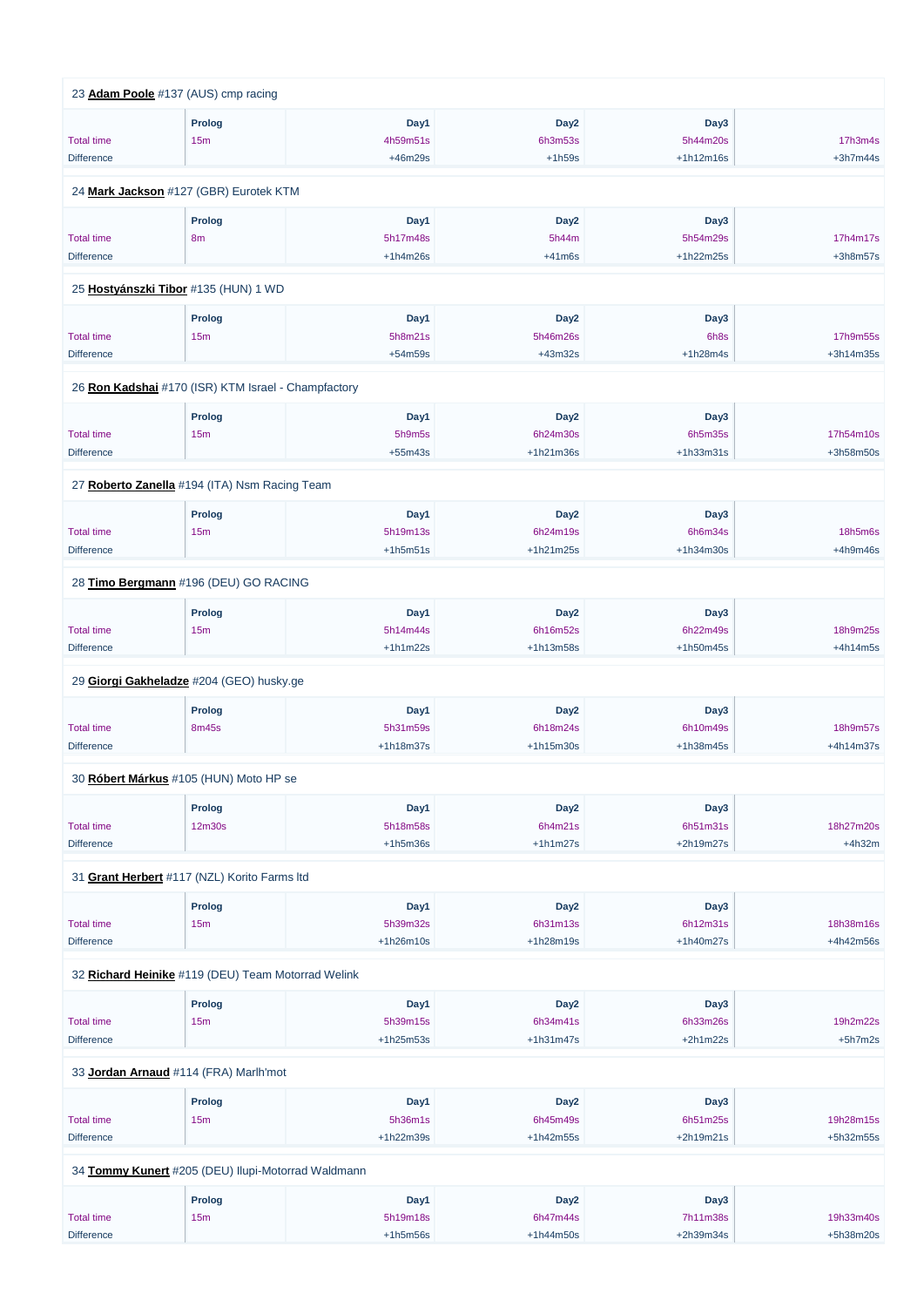23 **Adam Poole** #137 (AUS) cmp racing

| | Prolog | Day1 | Day2 | Day3 | |
|---|---|---|---|---|---|
| Total time | 15m | 4h59m51s | 6h3m53s | 5h44m20s | 17h3m4s |
| Difference | | +46m29s | +1h59s | +1h12m16s | +3h7m44s |

24 **Mark Jackson** #127 (GBR) Eurotek KTM

| | Prolog | Day1 | Day2 | Day3 | |
|---|---|---|---|---|---|
| Total time | 8m | 5h17m48s | 5h44m | 5h54m29s | 17h4m17s |
| Difference | | +1h4m26s | +41m6s | +1h22m25s | +3h8m57s |

25 **Hostyánszki Tibor** #135 (HUN) 1 WD

| | Prolog | Day1 | Day2 | Day3 | |
|---|---|---|---|---|---|
| Total time | 15m | 5h8m21s | 5h46m26s | 6h8s | 17h9m55s |
| Difference | | +54m59s | +43m32s | +1h28m4s | +3h14m35s |

26 **Ron Kadshai** #170 (ISR) KTM Israel - Champfactory

| | Prolog | Day1 | Day2 | Day3 | |
|---|---|---|---|---|---|
| Total time | 15m | 5h9m5s | 6h24m30s | 6h5m35s | 17h54m10s |
| Difference | | +55m43s | +1h21m36s | +1h33m31s | +3h58m50s |

27 **Roberto Zanella** #194 (ITA) Nsm Racing Team

| | Prolog | Day1 | Day2 | Day3 | |
|---|---|---|---|---|---|
| Total time | 15m | 5h19m13s | 6h24m19s | 6h6m34s | 18h5m6s |
| Difference | | +1h5m51s | +1h21m25s | +1h34m30s | +4h9m46s |

28 **Timo Bergmann** #196 (DEU) GO RACING

| | Prolog | Day1 | Day2 | Day3 | |
|---|---|---|---|---|---|
| Total time | 15m | 5h14m44s | 6h16m52s | 6h22m49s | 18h9m25s |
| Difference | | +1h1m22s | +1h13m58s | +1h50m45s | +4h14m5s |

29 **Giorgi Gakheladze** #204 (GEO) husky.ge

| | Prolog | Day1 | Day2 | Day3 | |
|---|---|---|---|---|---|
| Total time | 8m45s | 5h31m59s | 6h18m24s | 6h10m49s | 18h9m57s |
| Difference | | +1h18m37s | +1h15m30s | +1h38m45s | +4h14m37s |

30 **Róbert Márkus** #105 (HUN) Moto HP se

| | Prolog | Day1 | Day2 | Day3 | |
|---|---|---|---|---|---|
| Total time | 12m30s | 5h18m58s | 6h4m21s | 6h51m31s | 18h27m20s |
| Difference | | +1h5m36s | +1h1m27s | +2h19m27s | +4h32m |

31 **Grant Herbert** #117 (NZL) Korito Farms ltd

| | Prolog | Day1 | Day2 | Day3 | |
|---|---|---|---|---|---|
| Total time | 15m | 5h39m32s | 6h31m13s | 6h12m31s | 18h38m16s |
| Difference | | +1h26m10s | +1h28m19s | +1h40m27s | +4h42m56s |

32 **Richard Heinike** #119 (DEU) Team Motorrad Welink

| | Prolog | Day1 | Day2 | Day3 | |
|---|---|---|---|---|---|
| Total time | 15m | 5h39m15s | 6h34m41s | 6h33m26s | 19h2m22s |
| Difference | | +1h25m53s | +1h31m47s | +2h1m22s | +5h7m2s |

33 **Jordan Arnaud** #114 (FRA) Marlh'mot

| | Prolog | Day1 | Day2 | Day3 | |
|---|---|---|---|---|---|
| Total time | 15m | 5h36m1s | 6h45m49s | 6h51m25s | 19h28m15s |
| Difference | | +1h22m39s | +1h42m55s | +2h19m21s | +5h32m55s |

34 **Tommy Kunert** #205 (DEU) Ilupi-Motorrad Waldmann

| | Prolog | Day1 | Day2 | Day3 | |
|---|---|---|---|---|---|
| Total time | 15m | 5h19m18s | 6h47m44s | 7h11m38s | 19h33m40s |
| Difference | | +1h5m56s | +1h44m50s | +2h39m34s | +5h38m20s |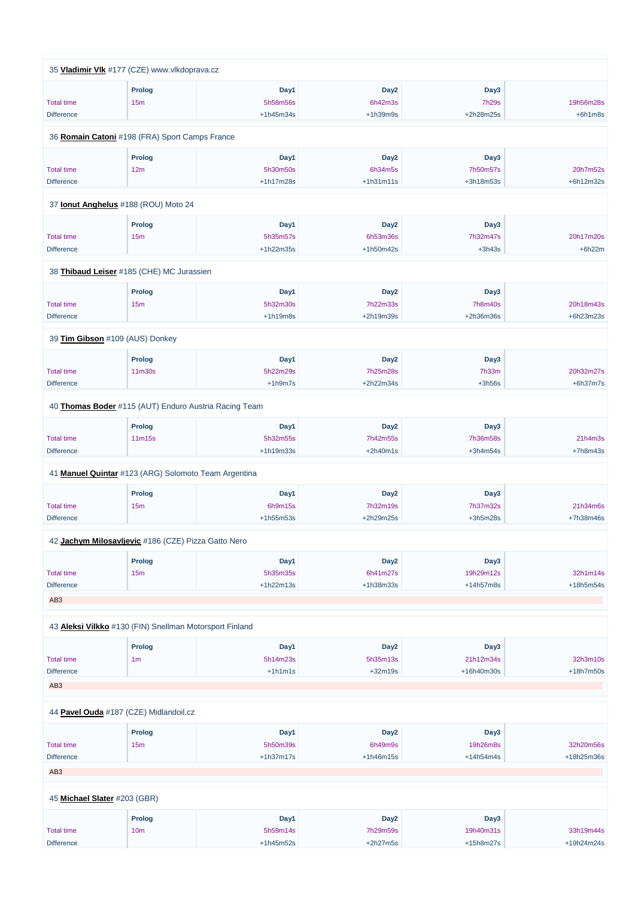35 **Vladimir Vlk** #177 (CZE) www.vlkdoprava.cz

| | Prolog | Day1 | Day2 | Day3 | |
|---|---|---|---|---|---|
| Total time | 15m | 5h58m56s | 6h42m3s | 7h29s | 19h56m28s |
| Difference | | +1h45m34s | +1h39m9s | +2h28m25s | +6h1m8s |

36 **Romain Catoni** #198 (FRA) Sport Camps France

| | Prolog | Day1 | Day2 | Day3 | |
|---|---|---|---|---|---|
| Total time | 12m | 5h30m50s | 6h34m5s | 7h50m57s | 20h7m52s |
| Difference | | +1h17m28s | +1h31m11s | +3h18m53s | +6h12m32s |

37 **Ionut Anghelus** #188 (ROU) Moto 24

| | Prolog | Day1 | Day2 | Day3 | |
|---|---|---|---|---|---|
| Total time | 15m | 5h35m57s | 6h53m36s | 7h32m47s | 20h17m20s |
| Difference | | +1h22m35s | +1h50m42s | +3h43s | +6h22m |

38 **Thibaud Leiser** #185 (CHE) MC Jurassien

| | Prolog | Day1 | Day2 | Day3 | |
|---|---|---|---|---|---|
| Total time | 15m | 5h32m30s | 7h22m33s | 7h8m40s | 20h18m43s |
| Difference | | +1h19m8s | +2h19m39s | +2h36m36s | +6h23m23s |

39 **Tim Gibson** #109 (AUS) Donkey

| | Prolog | Day1 | Day2 | Day3 | |
|---|---|---|---|---|---|
| Total time | 11m30s | 5h22m29s | 7h25m28s | 7h33m | 20h32m27s |
| Difference | | +1h9m7s | +2h22m34s | +3h56s | +6h37m7s |

40 **Thomas Boder** #115 (AUT) Enduro Austria Racing Team

| | Prolog | Day1 | Day2 | Day3 | |
|---|---|---|---|---|---|
| Total time | 11m15s | 5h32m55s | 7h42m55s | 7h36m58s | 21h4m3s |
| Difference | | +1h19m33s | +2h40m1s | +3h4m54s | +7h8m43s |

41 **Manuel Quintar** #123 (ARG) Solomoto Team Argentina

| | Prolog | Day1 | Day2 | Day3 | |
|---|---|---|---|---|---|
| Total time | 15m | 6h9m15s | 7h32m19s | 7h37m32s | 21h34m6s |
| Difference | | +1h55m53s | +2h29m25s | +3h5m28s | +7h38m46s |

42 **Jachym Milosavljevic** #186 (CZE) Pizza Gatto Nero

| | Prolog | Day1 | Day2 | Day3 | |
|---|---|---|---|---|---|
| Total time | 15m | 5h35m35s | 6h41m27s | 19h29m12s | 32h1m14s |
| Difference | | +1h22m13s | +1h38m33s | +14h57m8s | +18h5m54s |

AB3

43 **Aleksi Vilkko** #130 (FIN) Snellman Motorsport Finland

| | Prolog | Day1 | Day2 | Day3 | |
|---|---|---|---|---|---|
| Total time | 1m | 5h14m23s | 5h35m13s | 21h12m34s | 32h3m10s |
| Difference | | +1h1m1s | +32m19s | +16h40m30s | +18h7m50s |

AB3

44 **Pavel Ouda** #187 (CZE) Midlandoil.cz

| | Prolog | Day1 | Day2 | Day3 | |
|---|---|---|---|---|---|
| Total time | 15m | 5h50m39s | 6h49m9s | 19h26m8s | 32h20m56s |
| Difference | | +1h37m17s | +1h46m15s | +14h54m4s | +18h25m36s |

AB3

45 **Michael Slater** #203 (GBR)

| | Prolog | Day1 | Day2 | Day3 | |
|---|---|---|---|---|---|
| Total time | 10m | 5h59m14s | 7h29m59s | 19h40m31s | 33h19m44s |
| Difference | | +1h45m52s | +2h27m5s | +15h8m27s | +19h24m24s |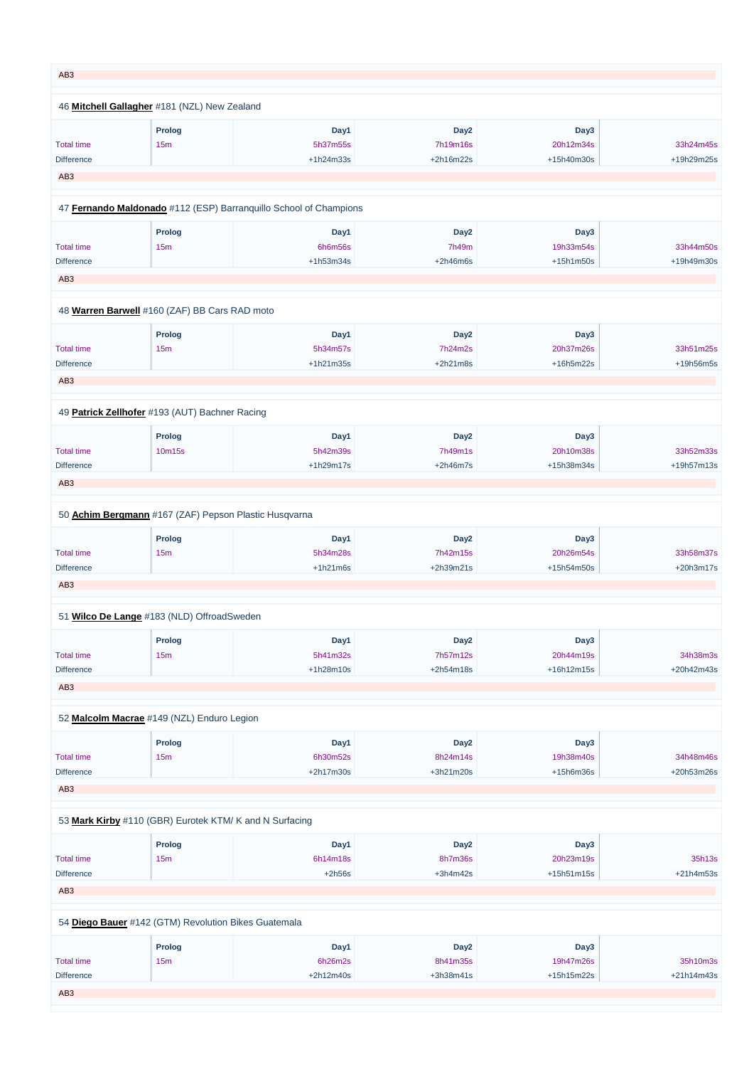AB3

46 **Mitchell Gallagher** #181 (NZL) New Zealand

| | Prolog | Day1 | Day2 | Day3 | |
|---|---|---|---|---|---|
| Total time | 15m | 5h37m55s | 7h19m16s | 20h12m34s | 33h24m45s |
| Difference | | +1h24m33s | +2h16m22s | +15h40m30s | +19h29m25s |

AB3

47 **Fernando Maldonado** #112 (ESP) Barranquillo School of Champions

| | Prolog | Day1 | Day2 | Day3 | |
|---|---|---|---|---|---|
| Total time | 15m | 6h6m56s | 7h49m | 19h33m54s | 33h44m50s |
| Difference | | +1h53m34s | +2h46m6s | +15h1m50s | +19h49m30s |

AB3

48 **Warren Barwell** #160 (ZAF) BB Cars RAD moto

| | Prolog | Day1 | Day2 | Day3 | |
|---|---|---|---|---|---|
| Total time | 15m | 5h34m57s | 7h24m2s | 20h37m26s | 33h51m25s |
| Difference | | +1h21m35s | +2h21m8s | +16h5m22s | +19h56m5s |

AB3

49 **Patrick Zellhofer** #193 (AUT) Bachner Racing

| | Prolog | Day1 | Day2 | Day3 | |
|---|---|---|---|---|---|
| Total time | 10m15s | 5h42m39s | 7h49m1s | 20h10m38s | 33h52m33s |
| Difference | | +1h29m17s | +2h46m7s | +15h38m34s | +19h57m13s |

AB3

50 **Achim Bergmann** #167 (ZAF) Pepson Plastic Husqvarna

| | Prolog | Day1 | Day2 | Day3 | |
|---|---|---|---|---|---|
| Total time | 15m | 5h34m28s | 7h42m15s | 20h26m54s | 33h58m37s |
| Difference | | +1h21m6s | +2h39m21s | +15h54m50s | +20h3m17s |

AB3

51 **Wilco De Lange** #183 (NLD) OffroadSweden

| | Prolog | Day1 | Day2 | Day3 | |
|---|---|---|---|---|---|
| Total time | 15m | 5h41m32s | 7h57m12s | 20h44m19s | 34h38m3s |
| Difference | | +1h28m10s | +2h54m18s | +16h12m15s | +20h42m43s |

AB3

52 **Malcolm Macrae** #149 (NZL) Enduro Legion

| | Prolog | Day1 | Day2 | Day3 | |
|---|---|---|---|---|---|
| Total time | 15m | 6h30m52s | 8h24m14s | 19h38m40s | 34h48m46s |
| Difference | | +2h17m30s | +3h21m20s | +15h6m36s | +20h53m26s |

AB3

53 **Mark Kirby** #110 (GBR) Eurotek KTM/ K and N Surfacing

| | Prolog | Day1 | Day2 | Day3 | |
|---|---|---|---|---|---|
| Total time | 15m | 6h14m18s | 8h7m36s | 20h23m19s | 35h13s |
| Difference | | +2h56s | +3h4m42s | +15h51m15s | +21h4m53s |

AB3

54 **Diego Bauer** #142 (GTM) Revolution Bikes Guatemala

| | Prolog | Day1 | Day2 | Day3 | |
|---|---|---|---|---|---|
| Total time | 15m | 6h26m2s | 8h41m35s | 19h47m26s | 35h10m3s |
| Difference | | +2h12m40s | +3h38m41s | +15h15m22s | +21h14m43s |

AB3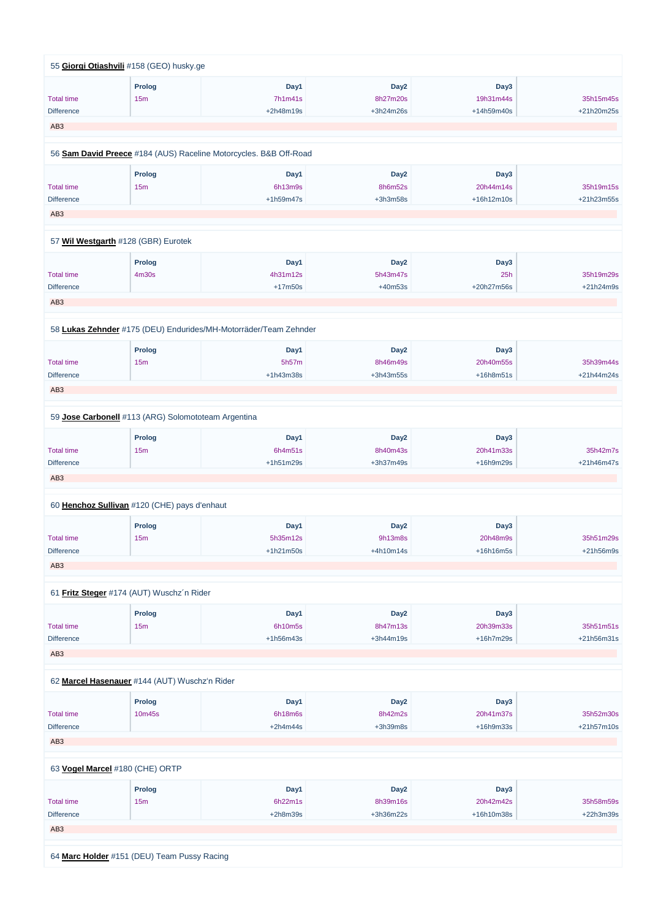55 **Giorgi Otiashvili** #158 (GEO) husky.ge

| | Prolog | Day1 | Day2 | Day3 | |
|---|---|---|---|---|---|
| Total time | 15m | 7h1m41s | 8h27m20s | 19h31m44s | 35h15m45s |
| Difference | | +2h48m19s | +3h24m26s | +14h59m40s | +21h20m25s |

AB3

56 **Sam David Preece** #184 (AUS) Raceline Motorcycles. B&B Off-Road

| | Prolog | Day1 | Day2 | Day3 | |
|---|---|---|---|---|---|
| Total time | 15m | 6h13m9s | 8h6m52s | 20h44m14s | 35h19m15s |
| Difference | | +1h59m47s | +3h3m58s | +16h12m10s | +21h23m55s |

AB3

57 **Wil Westgarth** #128 (GBR) Eurotek

| | Prolog | Day1 | Day2 | Day3 | |
|---|---|---|---|---|---|
| Total time | 4m30s | 4h31m12s | 5h43m47s | 25h | 35h19m29s |
| Difference | | +17m50s | +40m53s | +20h27m56s | +21h24m9s |

AB3

58 **Lukas Zehnder** #175 (DEU) Endurides/MH-Motorräder/Team Zehnder

| | Prolog | Day1 | Day2 | Day3 | |
|---|---|---|---|---|---|
| Total time | 15m | 5h57m | 8h46m49s | 20h40m55s | 35h39m44s |
| Difference | | +1h43m38s | +3h43m55s | +16h8m51s | +21h44m24s |

AB3

59 **Jose Carbonell** #113 (ARG) Solomototeam Argentina

| | Prolog | Day1 | Day2 | Day3 | |
|---|---|---|---|---|---|
| Total time | 15m | 6h4m51s | 8h40m43s | 20h41m33s | 35h42m7s |
| Difference | | +1h51m29s | +3h37m49s | +16h9m29s | +21h46m47s |

AB3

60 **Henchoz Sullivan** #120 (CHE) pays d'enhaut

| | Prolog | Day1 | Day2 | Day3 | |
|---|---|---|---|---|---|
| Total time | 15m | 5h35m12s | 9h13m8s | 20h48m9s | 35h51m29s |
| Difference | | +1h21m50s | +4h10m14s | +16h16m5s | +21h56m9s |

AB3

61 **Fritz Steger** #174 (AUT) Wuschz´n Rider

| | Prolog | Day1 | Day2 | Day3 | |
|---|---|---|---|---|---|
| Total time | 15m | 6h10m5s | 8h47m13s | 20h39m33s | 35h51m51s |
| Difference | | +1h56m43s | +3h44m19s | +16h7m29s | +21h56m31s |

AB3

62 **Marcel Hasenauer** #144 (AUT) Wuschz'n Rider

| | Prolog | Day1 | Day2 | Day3 | |
|---|---|---|---|---|---|
| Total time | 10m45s | 6h18m6s | 8h42m2s | 20h41m37s | 35h52m30s |
| Difference | | +2h4m44s | +3h39m8s | +16h9m33s | +21h57m10s |

AB3

63 **Vogel Marcel** #180 (CHE) ORTP

| | Prolog | Day1 | Day2 | Day3 | |
|---|---|---|---|---|---|
| Total time | 15m | 6h22m1s | 8h39m16s | 20h42m42s | 35h58m59s |
| Difference | | +2h8m39s | +3h36m22s | +16h10m38s | +22h3m39s |

AB3

64 **Marc Holder** #151 (DEU) Team Pussy Racing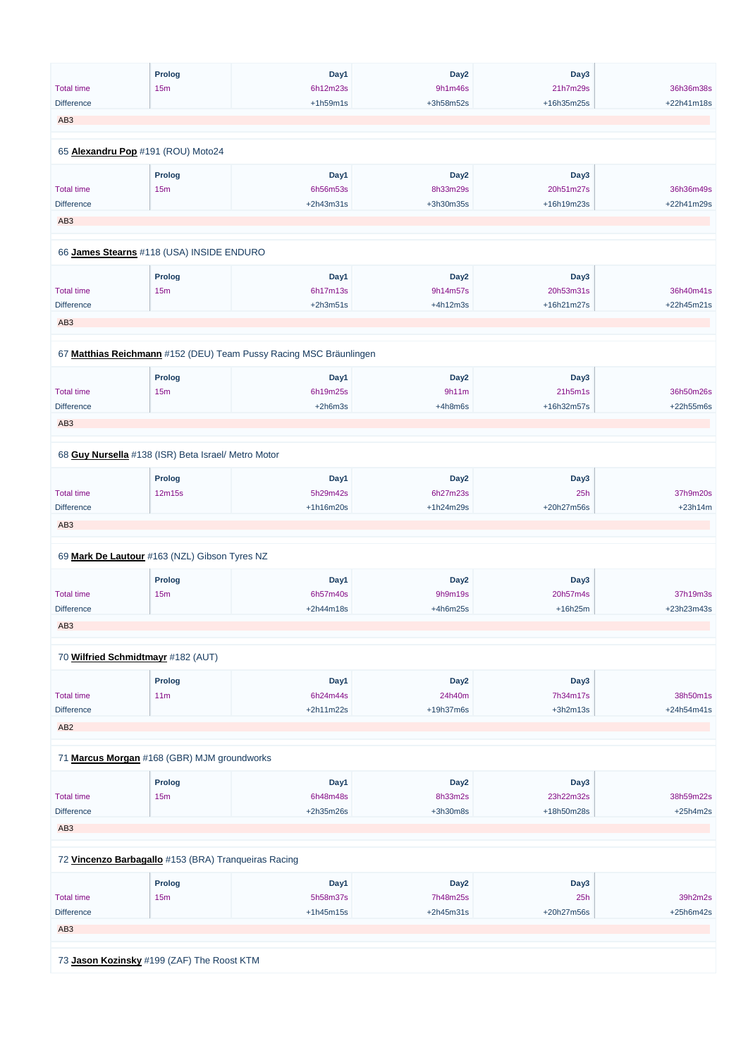| | Prolog | Day1 | Day2 | Day3 | |
|---|---|---|---|---|---|
| Total time | 15m | 6h12m23s | 9h1m46s | 21h7m29s | 36h36m38s |
| Difference | | +1h59m1s | +3h58m52s | +16h35m25s | +22h41m18s |

AB3

65 **Alexandru Pop** #191 (ROU) Moto24

| | Prolog | Day1 | Day2 | Day3 | |
|---|---|---|---|---|---|
| Total time | 15m | 6h56m53s | 8h33m29s | 20h51m27s | 36h36m49s |
| Difference | | +2h43m31s | +3h30m35s | +16h19m23s | +22h41m29s |

AB3

66 **James Stearns** #118 (USA) INSIDE ENDURO

| | Prolog | Day1 | Day2 | Day3 | |
|---|---|---|---|---|---|
| Total time | 15m | 6h17m13s | 9h14m57s | 20h53m31s | 36h40m41s |
| Difference | | +2h3m51s | +4h12m3s | +16h21m27s | +22h45m21s |

AB3

67 **Matthias Reichmann** #152 (DEU) Team Pussy Racing MSC Bräunlingen

| | Prolog | Day1 | Day2 | Day3 | |
|---|---|---|---|---|---|
| Total time | 15m | 6h19m25s | 9h11m | 21h5m1s | 36h50m26s |
| Difference | | +2h6m3s | +4h8m6s | +16h32m57s | +22h55m6s |

AB3

68 **Guy Nursella** #138 (ISR) Beta Israel/ Metro Motor

| | Prolog | Day1 | Day2 | Day3 | |
|---|---|---|---|---|---|
| Total time | 12m15s | 5h29m42s | 6h27m23s | 25h | 37h9m20s |
| Difference | | +1h16m20s | +1h24m29s | +20h27m56s | +23h14m |

AB3

69 **Mark De Lautour** #163 (NZL) Gibson Tyres NZ

| | Prolog | Day1 | Day2 | Day3 | |
|---|---|---|---|---|---|
| Total time | 15m | 6h57m40s | 9h9m19s | 20h57m4s | 37h19m3s |
| Difference | | +2h44m18s | +4h6m25s | +16h25m | +23h23m43s |

AB3

70 **Wilfried Schmidtmayr** #182 (AUT)

| | Prolog | Day1 | Day2 | Day3 | |
|---|---|---|---|---|---|
| Total time | 11m | 6h24m44s | 24h40m | 7h34m17s | 38h50m1s |
| Difference | | +2h11m22s | +19h37m6s | +3h2m13s | +24h54m41s |

AB2

71 **Marcus Morgan** #168 (GBR) MJM groundworks

| | Prolog | Day1 | Day2 | Day3 | |
|---|---|---|---|---|---|
| Total time | 15m | 6h48m48s | 8h33m2s | 23h22m32s | 38h59m22s |
| Difference | | +2h35m26s | +3h30m8s | +18h50m28s | +25h4m2s |

AB3

72 **Vincenzo Barbagallo** #153 (BRA) Tranqueiras Racing

| | Prolog | Day1 | Day2 | Day3 | |
|---|---|---|---|---|---|
| Total time | 15m | 5h58m37s | 7h48m25s | 25h | 39h2m2s |
| Difference | | +1h45m15s | +2h45m31s | +20h27m56s | +25h6m42s |

AB3

73 **Jason Kozinsky** #199 (ZAF) The Roost KTM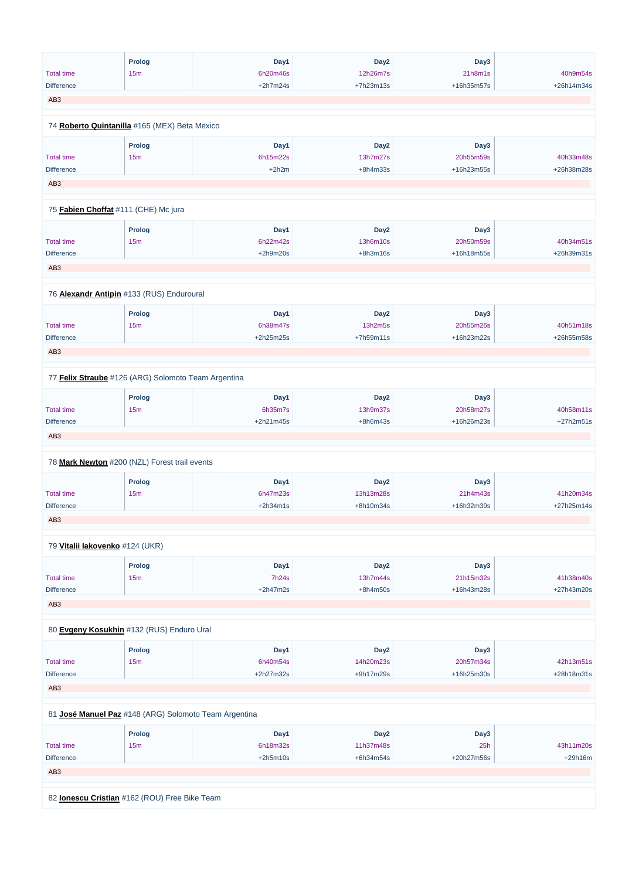| | Prolog | Day1 | Day2 | Day3 | |
|---|---|---|---|---|---|
| Total time | 15m | 6h20m46s | 12h26m7s | 21h8m1s | 40h9m54s |
| Difference | | +2h7m24s | +7h23m13s | +16h35m57s | +26h14m34s |

AB3

74 **Roberto Quintanilla** #165 (MEX) Beta Mexico

| | Prolog | Day1 | Day2 | Day3 | |
|---|---|---|---|---|---|
| Total time | 15m | 6h15m22s | 13h7m27s | 20h55m59s | 40h33m48s |
| Difference | | +2h2m | +8h4m33s | +16h23m55s | +26h38m28s |

AB3

75 **Fabien Choffat** #111 (CHE) Mc jura

| | Prolog | Day1 | Day2 | Day3 | |
|---|---|---|---|---|---|
| Total time | 15m | 6h22m42s | 13h6m10s | 20h50m59s | 40h34m51s |
| Difference | | +2h9m20s | +8h3m16s | +16h18m55s | +26h39m31s |

AB3

76 **Alexandr Antipin** #133 (RUS) Enduroural

| | Prolog | Day1 | Day2 | Day3 | |
|---|---|---|---|---|---|
| Total time | 15m | 6h38m47s | 13h2m5s | 20h55m26s | 40h51m18s |
| Difference | | +2h25m25s | +7h59m11s | +16h23m22s | +26h55m58s |

AB3

77 **Felix Straube** #126 (ARG) Solomoto Team Argentina

| | Prolog | Day1 | Day2 | Day3 | |
|---|---|---|---|---|---|
| Total time | 15m | 6h35m7s | 13h9m37s | 20h58m27s | 40h58m11s |
| Difference | | +2h21m45s | +8h6m43s | +16h26m23s | +27h2m51s |

AB3

78 **Mark Newton** #200 (NZL) Forest trail events

| | Prolog | Day1 | Day2 | Day3 | |
|---|---|---|---|---|---|
| Total time | 15m | 6h47m23s | 13h13m28s | 21h4m43s | 41h20m34s |
| Difference | | +2h34m1s | +8h10m34s | +16h32m39s | +27h25m14s |

AB3

79 **Vitalii Iakovenko** #124 (UKR)

| | Prolog | Day1 | Day2 | Day3 | |
|---|---|---|---|---|---|
| Total time | 15m | 7h24s | 13h7m44s | 21h15m32s | 41h38m40s |
| Difference | | +2h47m2s | +8h4m50s | +16h43m28s | +27h43m20s |

AB3

80 **Evgeny Kosukhin** #132 (RUS) Enduro Ural

| | Prolog | Day1 | Day2 | Day3 | |
|---|---|---|---|---|---|
| Total time | 15m | 6h40m54s | 14h20m23s | 20h57m34s | 42h13m51s |
| Difference | | +2h27m32s | +9h17m29s | +16h25m30s | +28h18m31s |

AB3

81 **José Manuel Paz** #148 (ARG) Solomoto Team Argentina

| | Prolog | Day1 | Day2 | Day3 | |
|---|---|---|---|---|---|
| Total time | 15m | 6h18m32s | 11h37m48s | 25h | 43h11m20s |
| Difference | | +2h5m10s | +6h34m54s | +20h27m56s | +29h16m |

AB3

82 **Ionescu Cristian** #162 (ROU) Free Bike Team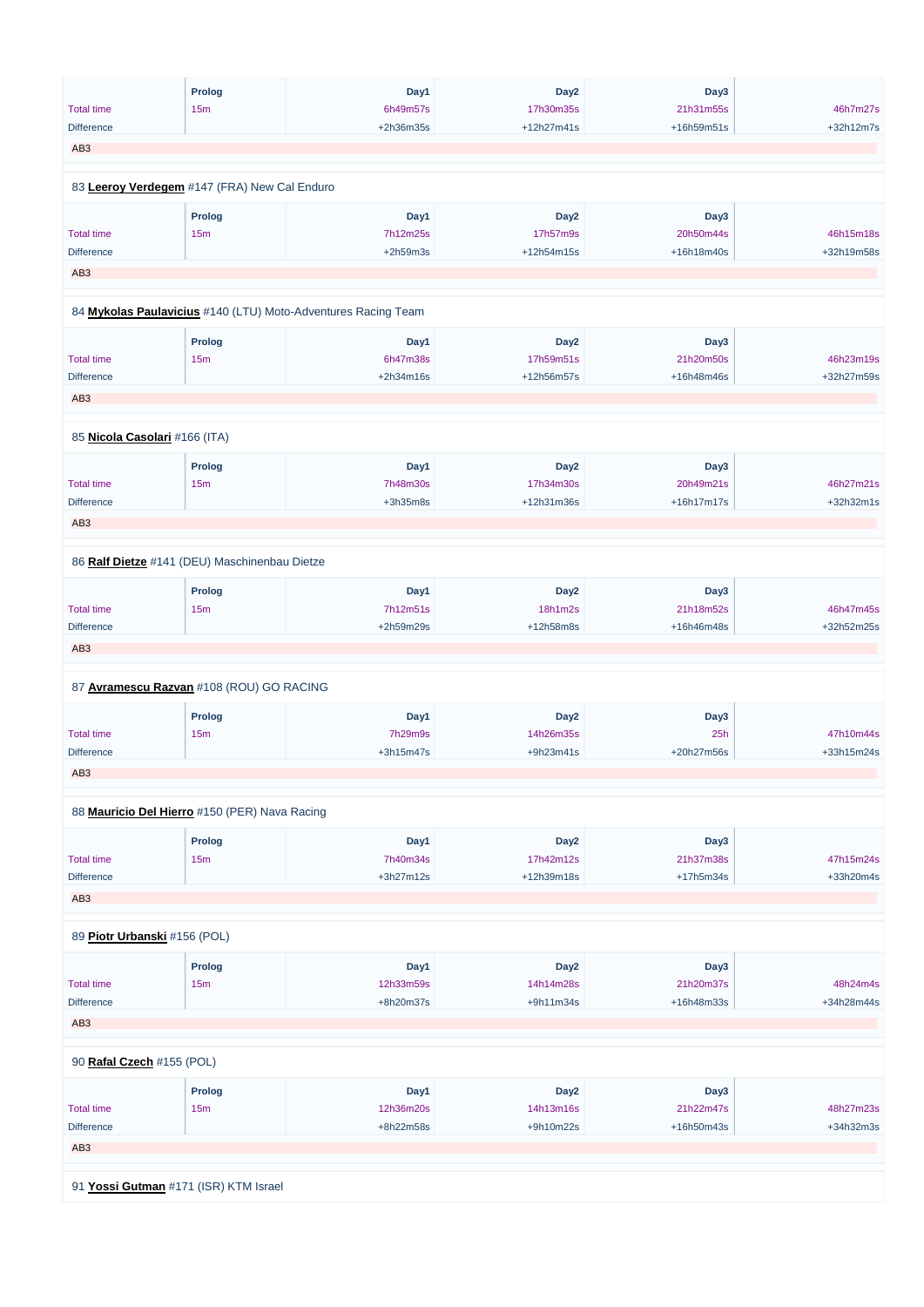| | Prolog | Day1 | Day2 | Day3 | |
|---|---|---|---|---|---|
| Total time | 15m | 6h49m57s | 17h30m35s | 21h31m55s | 46h7m27s |
| Difference | | +2h36m35s | +12h27m41s | +16h59m51s | +32h12m7s |

AB3

83 **Leeroy Verdegem** #147 (FRA) New Cal Enduro

| | Prolog | Day1 | Day2 | Day3 | |
|---|---|---|---|---|---|
| Total time | 15m | 7h12m25s | 17h57m9s | 20h50m44s | 46h15m18s |
| Difference | | +2h59m3s | +12h54m15s | +16h18m40s | +32h19m58s |

AB3

84 **Mykolas Paulavicius** #140 (LTU) Moto-Adventures Racing Team

| | Prolog | Day1 | Day2 | Day3 | |
|---|---|---|---|---|---|
| Total time | 15m | 6h47m38s | 17h59m51s | 21h20m50s | 46h23m19s |
| Difference | | +2h34m16s | +12h56m57s | +16h48m46s | +32h27m59s |

AB3

85 **Nicola Casolari** #166 (ITA)

| | Prolog | Day1 | Day2 | Day3 | |
|---|---|---|---|---|---|
| Total time | 15m | 7h48m30s | 17h34m30s | 20h49m21s | 46h27m21s |
| Difference | | +3h35m8s | +12h31m36s | +16h17m17s | +32h32m1s |

AB3

86 **Ralf Dietze** #141 (DEU) Maschinenbau Dietze

| | Prolog | Day1 | Day2 | Day3 | |
|---|---|---|---|---|---|
| Total time | 15m | 7h12m51s | 18h1m2s | 21h18m52s | 46h47m45s |
| Difference | | +2h59m29s | +12h58m8s | +16h46m48s | +32h52m25s |

AB3

87 **Avramescu Razvan** #108 (ROU) GO RACING

| | Prolog | Day1 | Day2 | Day3 | |
|---|---|---|---|---|---|
| Total time | 15m | 7h29m9s | 14h26m35s | 25h | 47h10m44s |
| Difference | | +3h15m47s | +9h23m41s | +20h27m56s | +33h15m24s |

AB3

88 **Mauricio Del Hierro** #150 (PER) Nava Racing

| | Prolog | Day1 | Day2 | Day3 | |
|---|---|---|---|---|---|
| Total time | 15m | 7h40m34s | 17h42m12s | 21h37m38s | 47h15m24s |
| Difference | | +3h27m12s | +12h39m18s | +17h5m34s | +33h20m4s |

AB3

89 **Piotr Urbanski** #156 (POL)

| | Prolog | Day1 | Day2 | Day3 | |
|---|---|---|---|---|---|
| Total time | 15m | 12h33m59s | 14h14m28s | 21h20m37s | 48h24m4s |
| Difference | | +8h20m37s | +9h11m34s | +16h48m33s | +34h28m44s |

AB3

90 **Rafal Czech** #155 (POL)

| | Prolog | Day1 | Day2 | Day3 | |
|---|---|---|---|---|---|
| Total time | 15m | 12h36m20s | 14h13m16s | 21h22m47s | 48h27m23s |
| Difference | | +8h22m58s | +9h10m22s | +16h50m43s | +34h32m3s |

AB3

91 **Yossi Gutman** #171 (ISR) KTM Israel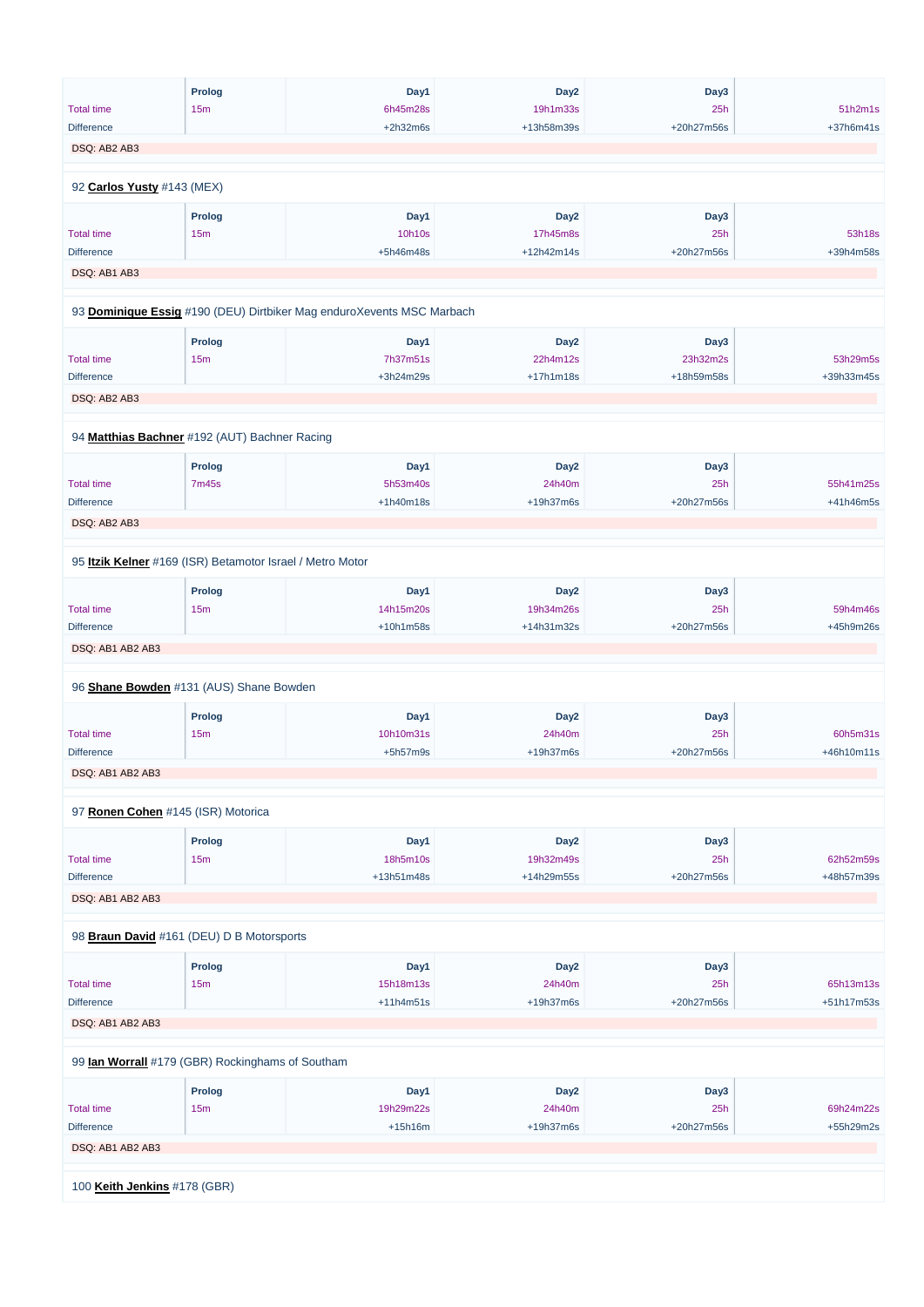| | Prolog | Day1 | Day2 | Day3 | |
|---|---|---|---|---|---|
| Total time | 15m | 6h45m28s | 19h1m33s | 25h | 51h2m1s |
| Difference | | +2h32m6s | +13h58m39s | +20h27m56s | +37h6m41s |

DSQ: AB2 AB3

92 **Carlos Yusty** #143 (MEX)

| | Prolog | Day1 | Day2 | Day3 | |
|---|---|---|---|---|---|
| Total time | 15m | 10h10s | 17h45m8s | 25h | 53h18s |
| Difference | | +5h46m48s | +12h42m14s | +20h27m56s | +39h4m58s |

DSQ: AB1 AB3

93 **Dominique Essig** #190 (DEU) Dirtbiker Mag enduroXevents MSC Marbach

| | Prolog | Day1 | Day2 | Day3 | |
|---|---|---|---|---|---|
| Total time | 15m | 7h37m51s | 22h4m12s | 23h32m2s | 53h29m5s |
| Difference | | +3h24m29s | +17h1m18s | +18h59m58s | +39h33m45s |

DSQ: AB2 AB3

94 **Matthias Bachner** #192 (AUT) Bachner Racing

| | Prolog | Day1 | Day2 | Day3 | |
|---|---|---|---|---|---|
| Total time | 7m45s | 5h53m40s | 24h40m | 25h | 55h41m25s |
| Difference | | +1h40m18s | +19h37m6s | +20h27m56s | +41h46m5s |

DSQ: AB2 AB3

95 **Itzik Kelner** #169 (ISR) Betamotor Israel / Metro Motor

| | Prolog | Day1 | Day2 | Day3 | |
|---|---|---|---|---|---|
| Total time | 15m | 14h15m20s | 19h34m26s | 25h | 59h4m46s |
| Difference | | +10h1m58s | +14h31m32s | +20h27m56s | +45h9m26s |

DSQ: AB1 AB2 AB3

96 **Shane Bowden** #131 (AUS) Shane Bowden

| | Prolog | Day1 | Day2 | Day3 | |
|---|---|---|---|---|---|
| Total time | 15m | 10h10m31s | 24h40m | 25h | 60h5m31s |
| Difference | | +5h57m9s | +19h37m6s | +20h27m56s | +46h10m11s |

DSQ: AB1 AB2 AB3

97 **Ronen Cohen** #145 (ISR) Motorica

| | Prolog | Day1 | Day2 | Day3 | |
|---|---|---|---|---|---|
| Total time | 15m | 18h5m10s | 19h32m49s | 25h | 62h52m59s |
| Difference | | +13h51m48s | +14h29m55s | +20h27m56s | +48h57m39s |

DSQ: AB1 AB2 AB3

98 **Braun David** #161 (DEU) D B Motorsports

| | Prolog | Day1 | Day2 | Day3 | |
|---|---|---|---|---|---|
| Total time | 15m | 15h18m13s | 24h40m | 25h | 65h13m13s |
| Difference | | +11h4m51s | +19h37m6s | +20h27m56s | +51h17m53s |

DSQ: AB1 AB2 AB3

99 **Ian Worrall** #179 (GBR) Rockinghams of Southam

| | Prolog | Day1 | Day2 | Day3 | |
|---|---|---|---|---|---|
| Total time | 15m | 19h29m22s | 24h40m | 25h | 69h24m22s |
| Difference | | +15h16m | +19h37m6s | +20h27m56s | +55h29m2s |

DSQ: AB1 AB2 AB3

100 **Keith Jenkins** #178 (GBR)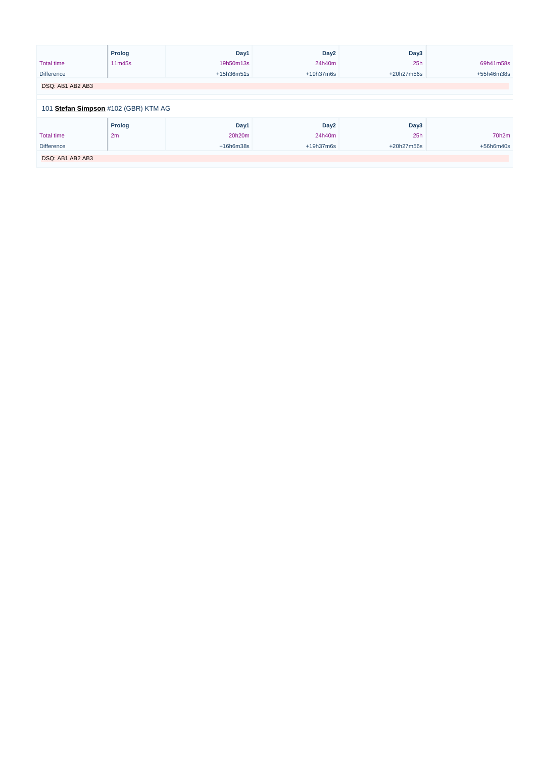| | Prolog | Day1 | Day2 | Day3 | |
|---|---|---|---|---|---|
| Total time | 11m45s | 19h50m13s | 24h40m | 25h | 69h41m58s |
| Difference | | +15h36m51s | +19h37m6s | +20h27m56s | +55h46m38s |

DSQ: AB1 AB2 AB3

101 **Stefan Simpson** #102 (GBR) KTM AG

| | Prolog | Day1 | Day2 | Day3 | |
|---|---|---|---|---|---|
| Total time | 2m | 20h20m | 24h40m | 25h | 70h2m |
| Difference | | +16h6m38s | +19h37m6s | +20h27m56s | +56h6m40s |

DSQ: AB1 AB2 AB3